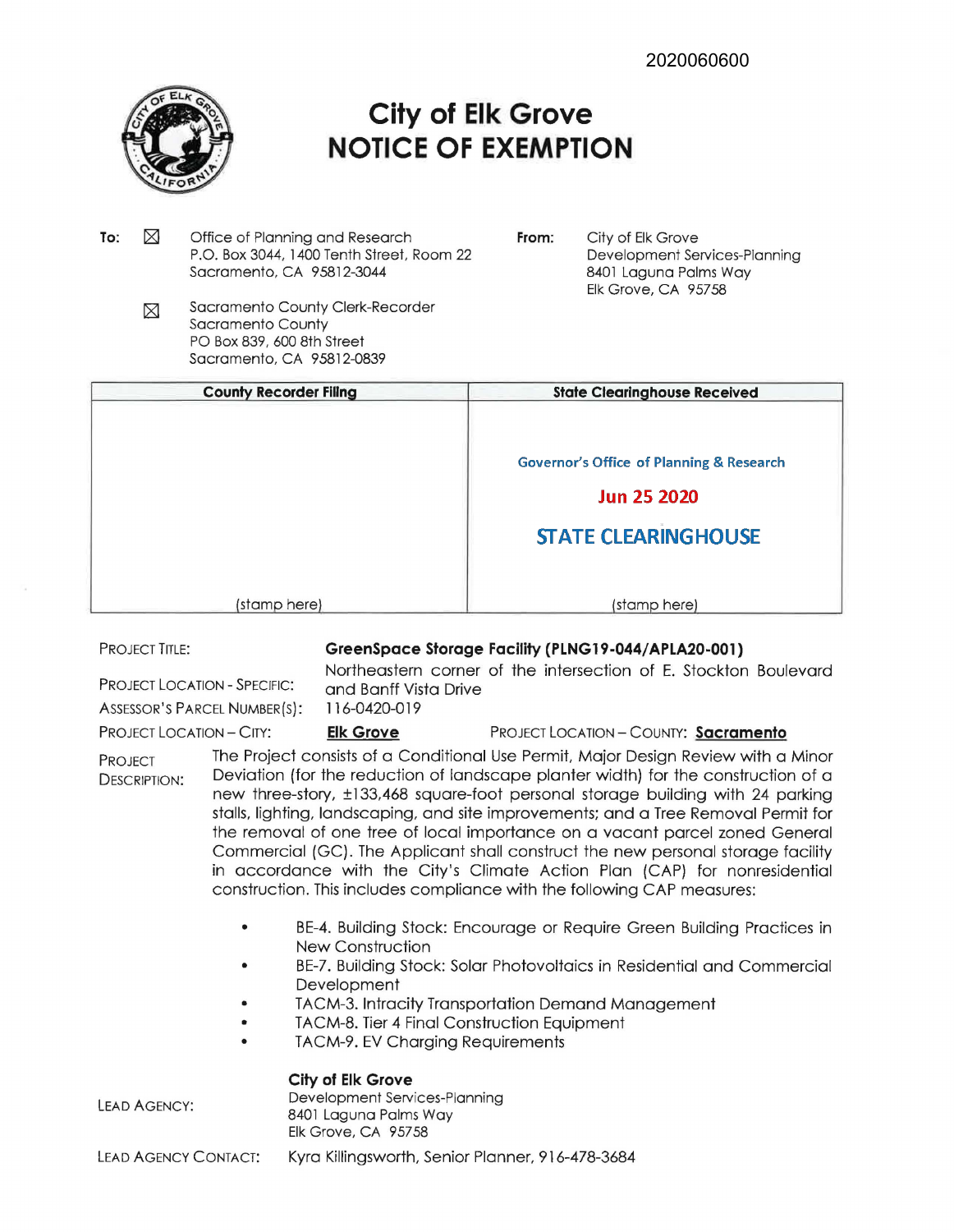2020060600

# City of Elk Grove
# NOTICE OF EXEMPTION

**To:** ☒ Office of Planning and Research
P.O. Box 3044, 1400 Tenth Street, Room 22
Sacramento, CA 95812-3044

☒ Sacramento County Clerk-Recorder
Sacramento County
PO Box 839, 600 8th Street
Sacramento, CA 95812-0839

**From:** City of Elk Grove
Development Services-Planning
8401 Laguna Palms Way
Elk Grove, CA 95758

| County Recorder Filing | State Clearinghouse Received |
|---|---|
| (stamp here) | Governor's Office of Planning & Research<br>Jun 25 2020<br>STATE CLEARINGHOUSE<br>(stamp here) |

PROJECT TITLE: **GreenSpace Storage Facility (PLNG19-044/APLA20-001)**

PROJECT LOCATION - SPECIFIC: Northeastern corner of the intersection of E. Stockton Boulevard and Banff Vista Drive

ASSESSOR'S PARCEL NUMBER(S): 116-0420-019

PROJECT LOCATION – CITY: **Elk Grove** PROJECT LOCATION – COUNTY: **Sacramento**

PROJECT DESCRIPTION: The Project consists of a Conditional Use Permit, Major Design Review with a Minor Deviation (for the reduction of landscape planter width) for the construction of a new three-story, ±133,468 square-foot personal storage building with 24 parking stalls, lighting, landscaping, and site improvements; and a Tree Removal Permit for the removal of one tree of local importance on a vacant parcel zoned General Commercial (GC). The Applicant shall construct the new personal storage facility in accordance with the City's Climate Action Plan (CAP) for nonresidential construction. This includes compliance with the following CAP measures:

- BE-4. Building Stock: Encourage or Require Green Building Practices in New Construction
- BE-7. Building Stock: Solar Photovoltaics in Residential and Commercial Development
- TACM-3. Intracity Transportation Demand Management
- TACM-8. Tier 4 Final Construction Equipment
- TACM-9. EV Charging Requirements

LEAD AGENCY: **City of Elk Grove**
Development Services-Planning
8401 Laguna Palms Way
Elk Grove, CA 95758

LEAD AGENCY CONTACT: Kyra Killingsworth, Senior Planner, 916-478-3684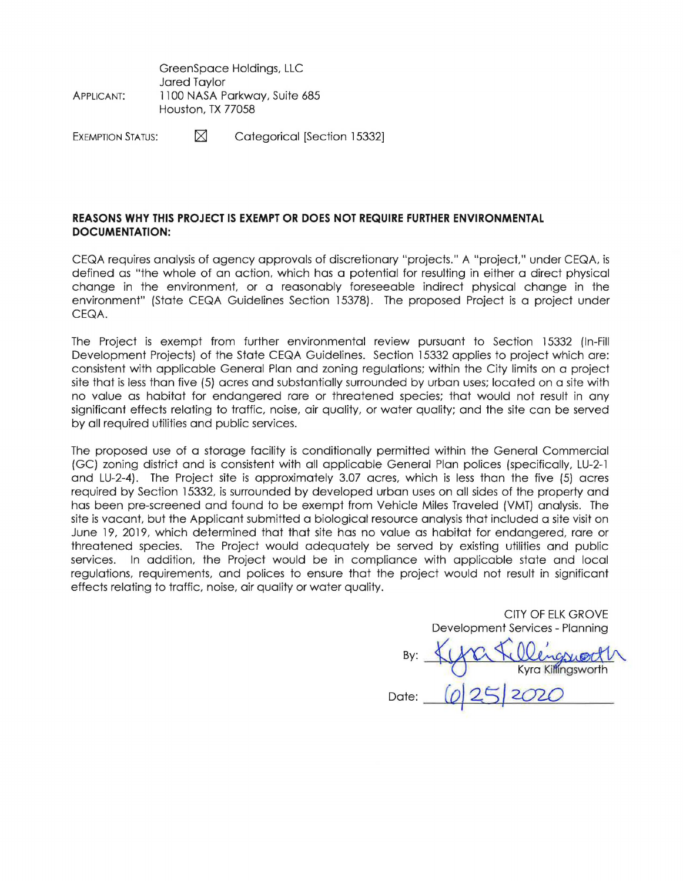APPLICANT: GreenSpace Holdings, LLC
Jared Taylor
1100 NASA Parkway, Suite 685
Houston, TX 77058

EXEMPTION STATUS: ☒ Categorical [Section 15332]

**REASONS WHY THIS PROJECT IS EXEMPT OR DOES NOT REQUIRE FURTHER ENVIRONMENTAL DOCUMENTATION:**

CEQA requires analysis of agency approvals of discretionary "projects." A "project," under CEQA, is defined as "the whole of an action, which has a potential for resulting in either a direct physical change in the environment, or a reasonably foreseeable indirect physical change in the environment" (State CEQA Guidelines Section 15378). The proposed Project is a project under CEQA.

The Project is exempt from further environmental review pursuant to Section 15332 (In-Fill Development Projects) of the State CEQA Guidelines. Section 15332 applies to project which are: consistent with applicable General Plan and zoning regulations; within the City limits on a project site that is less than five (5) acres and substantially surrounded by urban uses; located on a site with no value as habitat for endangered rare or threatened species; that would not result in any significant effects relating to traffic, noise, air quality, or water quality; and the site can be served by all required utilities and public services.

The proposed use of a storage facility is conditionally permitted within the General Commercial (GC) zoning district and is consistent with all applicable General Plan polices (specifically, LU-2-1 and LU-2-4). The Project site is approximately 3.07 acres, which is less than the five (5) acres required by Section 15332, is surrounded by developed urban uses on all sides of the property and has been pre-screened and found to be exempt from Vehicle Miles Traveled (VMT) analysis. The site is vacant, but the Applicant submitted a biological resource analysis that included a site visit on June 19, 2019, which determined that that site has no value as habitat for endangered, rare or threatened species. The Project would adequately be served by existing utilities and public services. In addition, the Project would be in compliance with applicable state and local regulations, requirements, and polices to ensure that the project would not result in significant effects relating to traffic, noise, air quality or water quality.

CITY OF ELK GROVE
Development Services - Planning

By: Kyra Killingsworth

Date: 6/25/2020